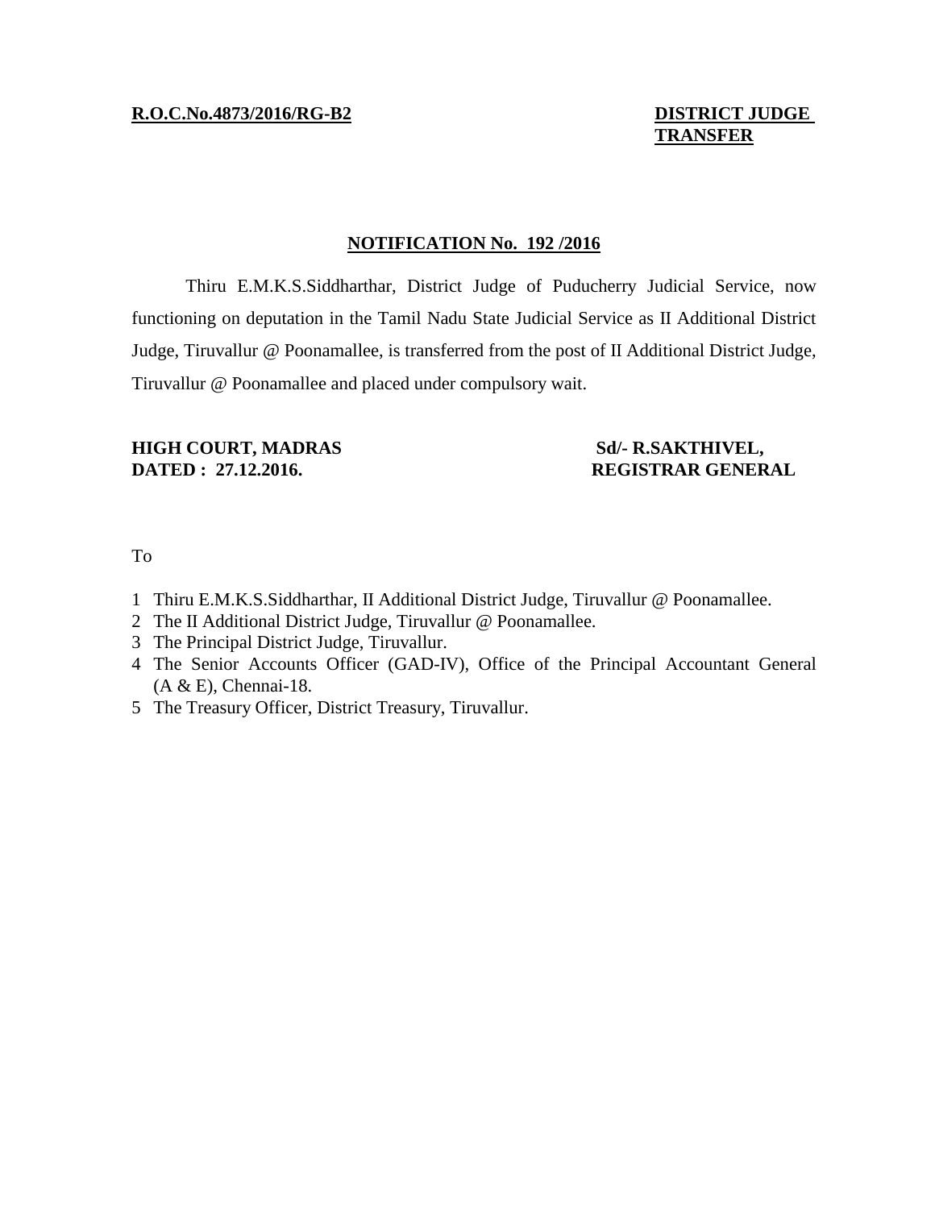**R.O.C.No.4873/2016/RG-B2** **DISTRICT JUDGE TRANSFER**

## NOTIFICATION No. 192 /2016

Thiru E.M.K.S.Siddharthar, District Judge of Puducherry Judicial Service, now functioning on deputation in the Tamil Nadu State Judicial Service as II Additional District Judge, Tiruvallur @ Poonamallee, is transferred from the post of II Additional District Judge, Tiruvallur @ Poonamallee and placed under compulsory wait.

**HIGH COURT, MADRAS** **Sd/- R.SAKTHIVEL,**
**DATED : 27.12.2016.** **REGISTRAR GENERAL**

To

1. Thiru E.M.K.S.Siddharthar, II Additional District Judge, Tiruvallur @ Poonamallee.
2. The II Additional District Judge, Tiruvallur @ Poonamallee.
3. The Principal District Judge, Tiruvallur.
4. The Senior Accounts Officer (GAD-IV), Office of the Principal Accountant General (A & E), Chennai-18.
5. The Treasury Officer, District Treasury, Tiruvallur.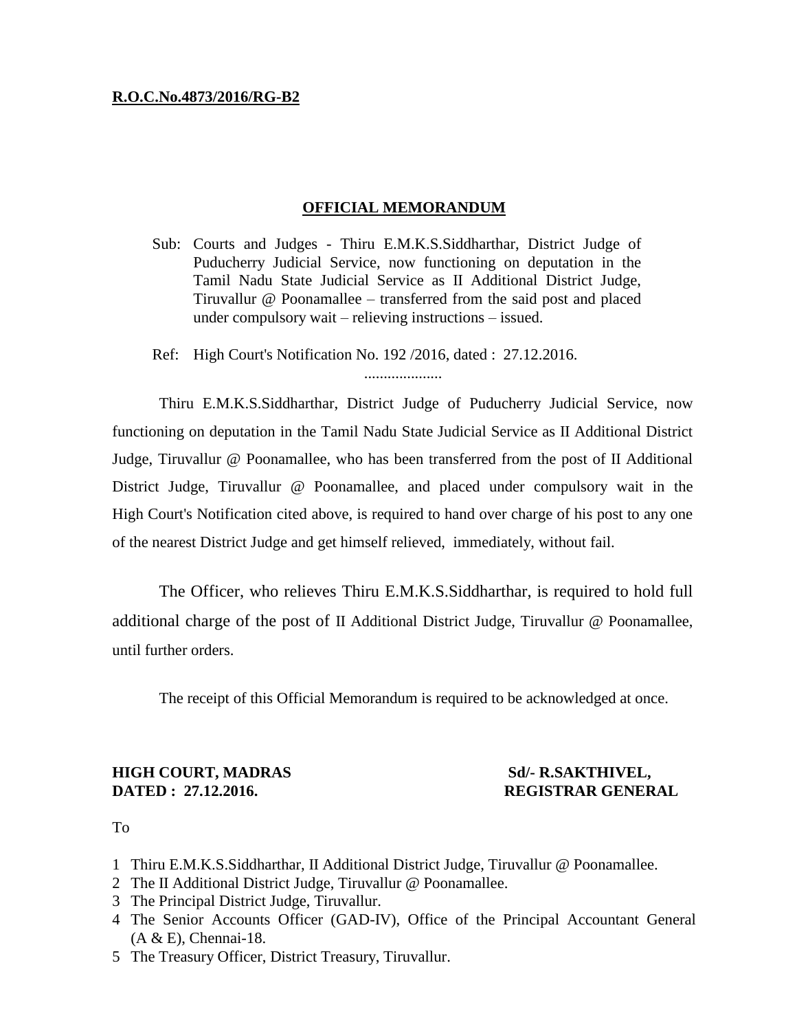**R.O.C.No.4873/2016/RG-B2**

## OFFICIAL MEMORANDUM

Sub: Courts and Judges - Thiru E.M.K.S.Siddharthar, District Judge of Puducherry Judicial Service, now functioning on deputation in the Tamil Nadu State Judicial Service as II Additional District Judge, Tiruvallur @ Poonamallee – transferred from the said post and placed under compulsory wait – relieving instructions – issued.

Ref: High Court's Notification No. 192 /2016, dated : 27.12.2016.

....................

Thiru E.M.K.S.Siddharthar, District Judge of Puducherry Judicial Service, now functioning on deputation in the Tamil Nadu State Judicial Service as II Additional District Judge, Tiruvallur @ Poonamallee, who has been transferred from the post of II Additional District Judge, Tiruvallur @ Poonamallee, and placed under compulsory wait in the High Court's Notification cited above, is required to hand over charge of his post to any one of the nearest District Judge and get himself relieved, immediately, without fail.

The Officer, who relieves Thiru E.M.K.S.Siddharthar, is required to hold full additional charge of the post of II Additional District Judge, Tiruvallur @ Poonamallee, until further orders.

The receipt of this Official Memorandum is required to be acknowledged at once.

**HIGH COURT, MADRAS** — **Sd/- R.SAKTHIVEL,**

**DATED : 27.12.2016.** — **REGISTRAR GENERAL**

To

1. Thiru E.M.K.S.Siddharthar, II Additional District Judge, Tiruvallur @ Poonamallee.
2. The II Additional District Judge, Tiruvallur @ Poonamallee.
3. The Principal District Judge, Tiruvallur.
4. The Senior Accounts Officer (GAD-IV), Office of the Principal Accountant General (A & E), Chennai-18.
5. The Treasury Officer, District Treasury, Tiruvallur.